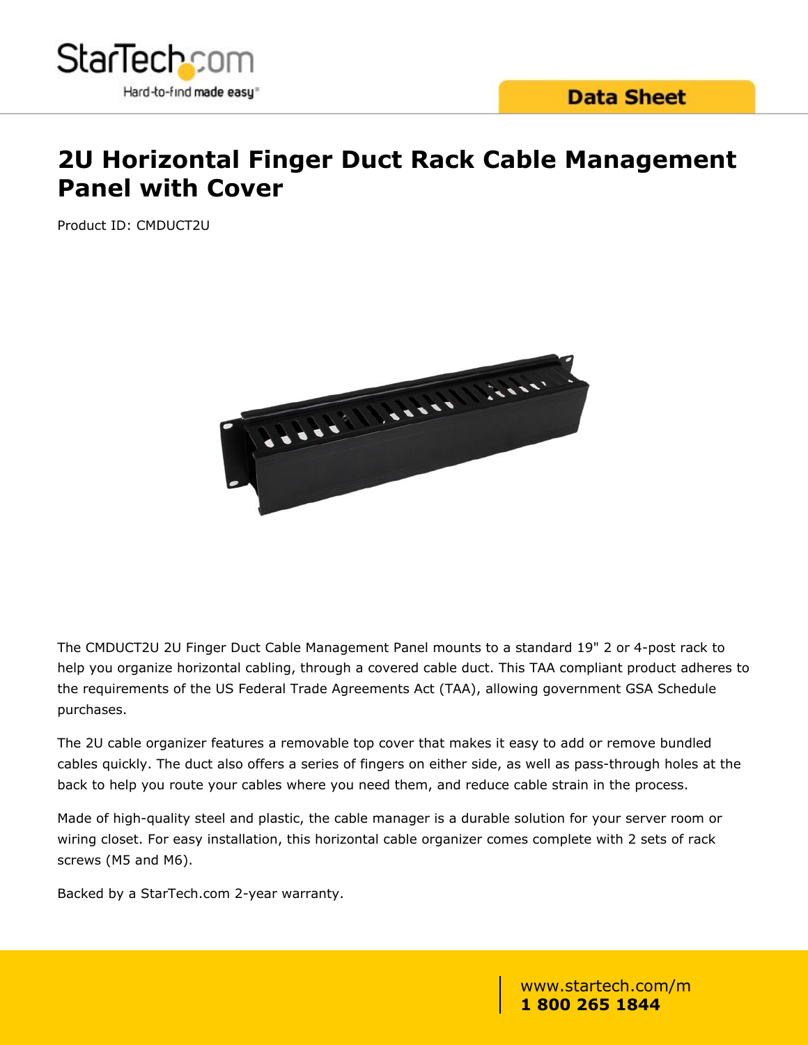# 2U Horizontal Finger Duct Rack Cable Management Panel with Cover

Product ID: CMDUCT2U

The CMDUCT2U 2U Finger Duct Cable Management Panel mounts to a standard 19" 2 or 4-post rack to help you organize horizontal cabling, through a covered cable duct. This TAA compliant product adheres to the requirements of the US Federal Trade Agreements Act (TAA), allowing government GSA Schedule purchases.

The 2U cable organizer features a removable top cover that makes it easy to add or remove bundled cables quickly. The duct also offers a series of fingers on either side, as well as pass-through holes at the back to help you route your cables where you need them, and reduce cable strain in the process.

Made of high-quality steel and plastic, the cable manager is a durable solution for your server room or wiring closet. For easy installation, this horizontal cable organizer comes complete with 2 sets of rack screws (M5 and M6).

Backed by a StarTech.com 2-year warranty.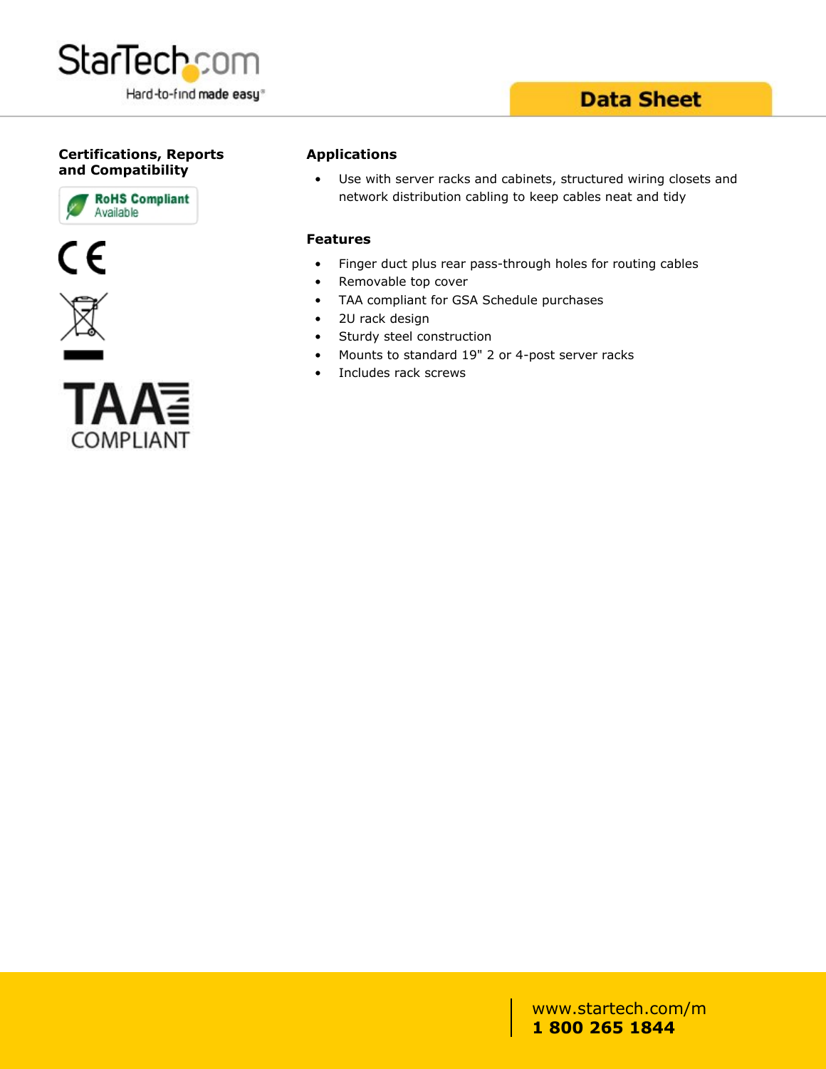## Certifications, Reports and Compatibility

RoHS Compliant Available

TAA COMPLIANT

## Applications

- Use with server racks and cabinets, structured wiring closets and network distribution cabling to keep cables neat and tidy

## Features

- Finger duct plus rear pass-through holes for routing cables
- Removable top cover
- TAA compliant for GSA Schedule purchases
- 2U rack design
- Sturdy steel construction
- Mounts to standard 19" 2 or 4-post server racks
- Includes rack screws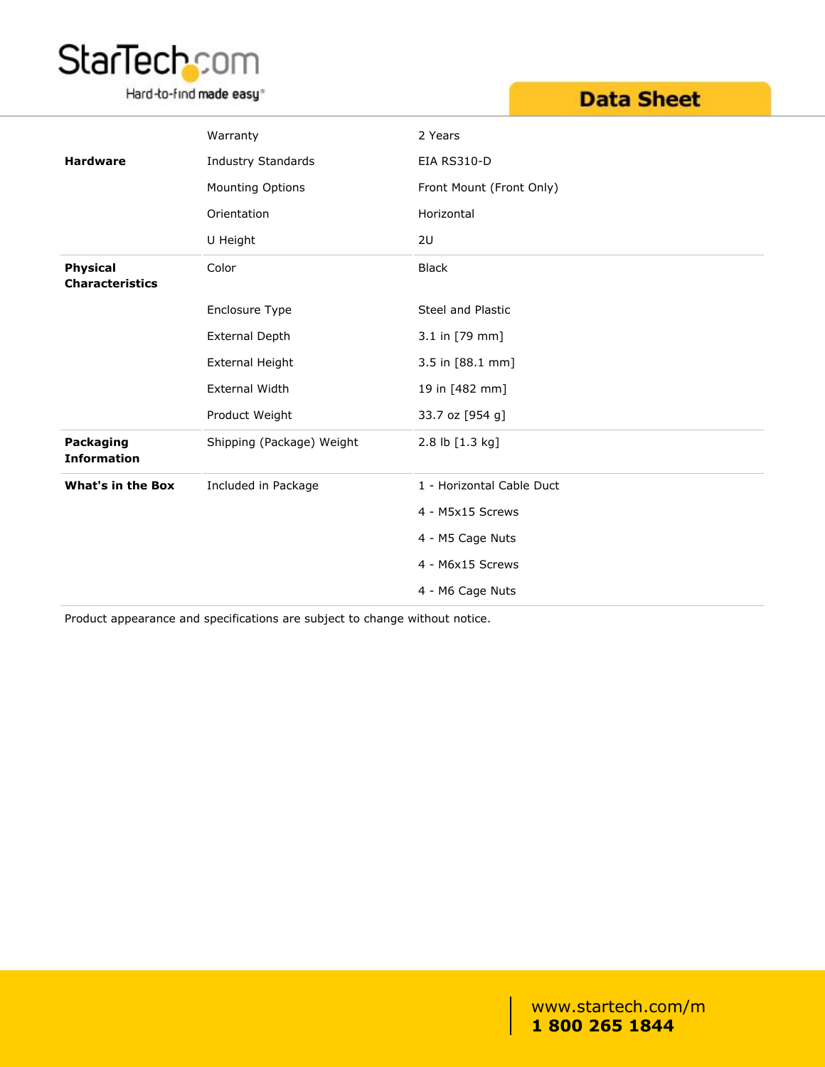| | | |
|---|---|---|
| **Hardware** | Warranty | 2 Years |
| | Industry Standards | EIA RS310-D |
| | Mounting Options | Front Mount (Front Only) |
| | Orientation | Horizontal |
| | U Height | 2U |
| **Physical Characteristics** | Color | Black |
| | Enclosure Type | Steel and Plastic |
| | External Depth | 3.1 in [79 mm] |
| | External Height | 3.5 in [88.1 mm] |
| | External Width | 19 in [482 mm] |
| | Product Weight | 33.7 oz [954 g] |
| **Packaging Information** | Shipping (Package) Weight | 2.8 lb [1.3 kg] |
| **What's in the Box** | Included in Package | 1 - Horizontal Cable Duct |
| | | 4 - M5x15 Screws |
| | | 4 - M5 Cage Nuts |
| | | 4 - M6x15 Screws |
| | | 4 - M6 Cage Nuts |

Product appearance and specifications are subject to change without notice.